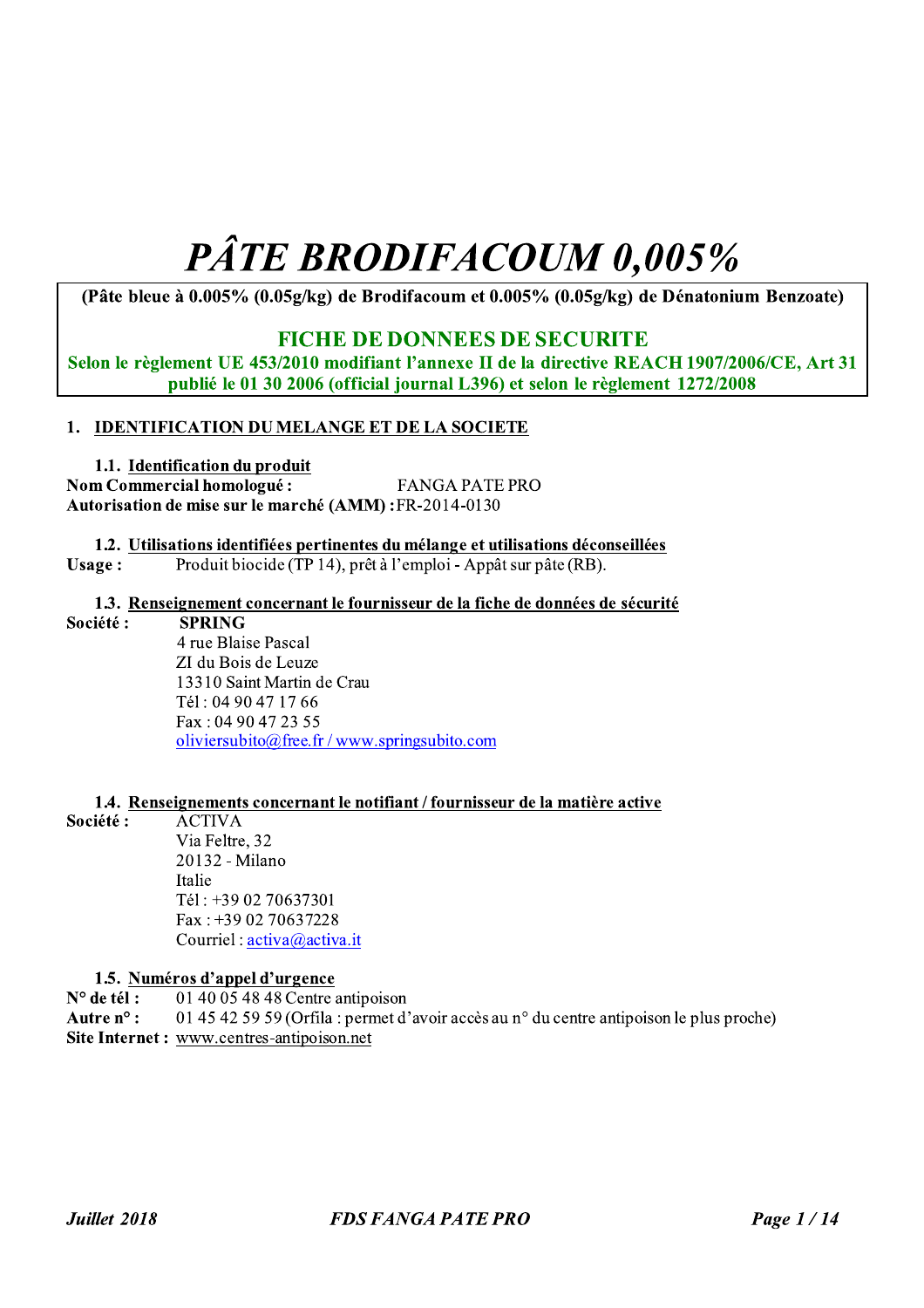# PÂTE BRODIFACOUM 0,005%

**(Pâte bleue à 0.005% (0.05g/kg) de Brodifacoum et 0.005% (0.05g/kg) de Dénatonium Benzoate)**

**FICHE DE DONNEES DE SECURITE**

**Selon le règlement UE 453/2010 modifiant l'annexe II de la directive REACH 1907/2006/CE, Art 31 publié le 01 30 2006 (official journal L396) et selon le règlement 1272/2008**

## 1. IDENTIFICATION DU MELANGE ET DE LA SOCIETE

### 1.1. Identification du produit

**Nom Commercial homologué :** FANGA PATE PRO
**Autorisation de mise sur le marché (AMM) :** FR-2014-0130

### 1.2. Utilisations identifiées pertinentes du mélange et utilisations déconseillées

**Usage :** Produit biocide (TP 14), prêt à l'emploi - Appât sur pâte (RB).

### 1.3. Renseignement concernant le fournisseur de la fiche de données de sécurité

**Société :** **SPRING**
4 rue Blaise Pascal
ZI du Bois de Leuze
13310 Saint Martin de Crau
Tél : 04 90 47 17 66
Fax : 04 90 47 23 55
oliviersubito@free.fr / www.springsubito.com

### 1.4. Renseignements concernant le notifiant / fournisseur de la matière active

**Société :** ACTIVA
Via Feltre, 32
20132 - Milano
Italie
Tél : +39 02 70637301
Fax : +39 02 70637228
Courriel : activa@activa.it

### 1.5. Numéros d'appel d'urgence

**N° de tél :** 01 40 05 48 48 Centre antipoison
**Autre n° :** 01 45 42 59 59 (Orfila : permet d'avoir accès au n° du centre antipoison le plus proche)
**Site Internet :** www.centres-antipoison.net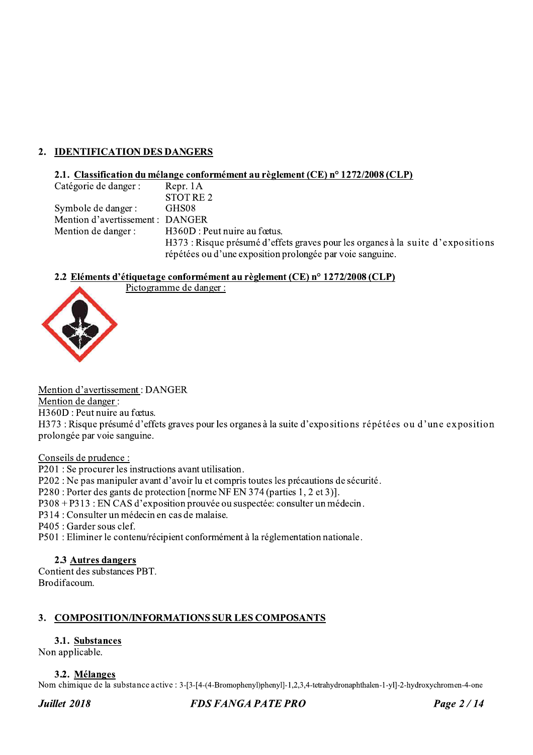## 2. IDENTIFICATION DES DANGERS

### 2.1. Classification du mélange conformément au règlement (CE) n° 1272/2008 (CLP)

| | |
|---|---|
| Catégorie de danger : | Repr. 1A<br>STOT RE 2 |
| Symbole de danger : | GHS08 |
| Mention d'avertissement : | DANGER |
| Mention de danger : | H360D : Peut nuire au fœtus.<br>H373 : Risque présumé d'effets graves pour les organes à la suite d'expositions répétées ou d'une exposition prolongée par voie sanguine. |

### 2.2 Eléments d'étiquetage conformément au règlement (CE) n° 1272/2008 (CLP)

Pictogramme de danger :

Mention d'avertissement : DANGER

Mention de danger :

H360D : Peut nuire au fœtus.

H373 : Risque présumé d'effets graves pour les organes à la suite d'expositions répétées ou d'une exposition prolongée par voie sanguine.

Conseils de prudence :

P201 : Se procurer les instructions avant utilisation.

P202 : Ne pas manipuler avant d'avoir lu et compris toutes les précautions de sécurité.

P280 : Porter des gants de protection [norme NF EN 374 (parties 1, 2 et 3)].

P308 + P313 : EN CAS d'exposition prouvée ou suspectée: consulter un médecin.

P314 : Consulter un médecin en cas de malaise.

P405 : Garder sous clef.

P501 : Eliminer le contenu/récipient conformément à la réglementation nationale.

### 2.3 Autres dangers

Contient des substances PBT.
Brodifacoum.

## 3. COMPOSITION/INFORMATIONS SUR LES COMPOSANTS

### 3.1. Substances

Non applicable.

### 3.2. Mélanges

Nom chimique de la substance active : 3-[3-[4-(4-Bromophenyl)phenyl]-1,2,3,4-tetrahydronaphthalen-1-yl]-2-hydroxychromen-4-one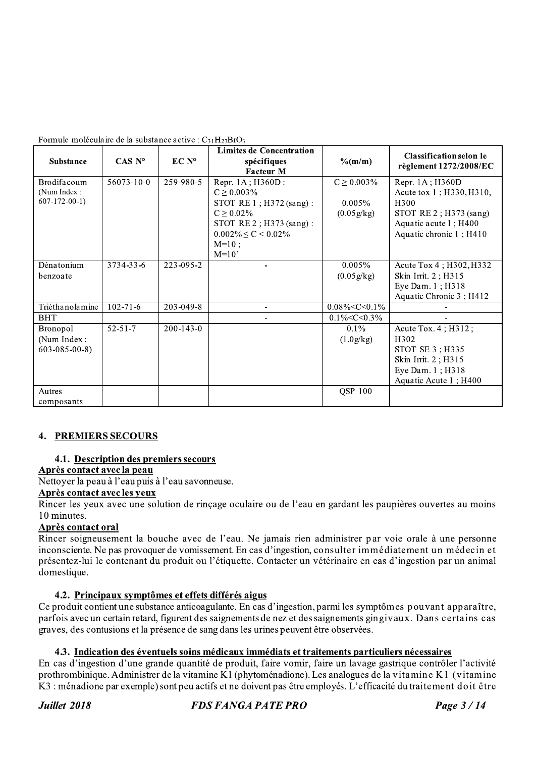Formule moléculaire de la substance active : $C_{31}H_{23}BrO_3$

| Substance | CAS N° | EC N° | Limites de Concentration spécifiques Facteur M | %(m/m) | Classification selon le règlement 1272/2008/EC |
|---|---|---|---|---|---|
| Brodifacoum (Num Index : 607-172-00-1) | 56073-10-0 | 259-980-5 | Repr. 1A ; H360D : $C \geq 0.003\%$<br>STOT RE 1 ; H372 (sang) : $C \geq 0.02\%$<br>STOT RE 2 ; H373 (sang) : $0.002\% \leq C < 0.02\%$<br>M=10 ;<br>M=10' | $C \geq 0.003\%$<br>0.005%<br>(0.05g/kg) | Repr. 1A ; H360D<br>Acute tox 1 ; H330, H310, H300<br>STOT RE 2 ; H373 (sang)<br>Aquatic acute 1 ; H400<br>Aquatic chronic 1 ; H410 |
| Dénatonium benzoate | 3734-33-6 | 223-095-2 | - | 0.005%<br>(0.05g/kg) | Acute Tox 4 ; H302, H332<br>Skin Irrit. 2 ; H315<br>Eye Dam. 1 ; H318<br>Aquatic Chronic 3 ; H412 |
| Triéthanolamine | 102-71-6 | 203-049-8 | - | $0.08\% < C < 0.1\%$ | - |
| BHT | | | - | $0.1\% < C < 0.3\%$ | - |
| Bronopol (Num Index : 603-085-00-8) | 52-51-7 | 200-143-0 | | 0.1%<br>(1.0g/kg) | Acute Tox. 4 ; H312 ; H302<br>STOT SE 3 ; H335<br>Skin Irrit. 2 ; H315<br>Eye Dam. 1 ; H318<br>Aquatic Acute 1 ; H400 |
| Autres composants | | | | QSP 100 | |

## 4. PREMIERS SECOURS

### 4.1. Description des premiers secours

**Après contact avec la peau**

Nettoyer la peau à l'eau puis à l'eau savonneuse.

**Après contact avec les yeux**

Rincer les yeux avec une solution de rinçage oculaire ou de l'eau en gardant les paupières ouvertes au moins 10 minutes.

**Après contact oral**

Rincer soigneusement la bouche avec de l'eau. Ne jamais rien administrer par voie orale à une personne inconsciente. Ne pas provoquer de vomissement. En cas d'ingestion, consulter immédiatement un médecin et présentez-lui le contenant du produit ou l'étiquette. Contacter un vétérinaire en cas d'ingestion par un animal domestique.

### 4.2. Principaux symptômes et effets différés aigus

Ce produit contient une substance anticoagulante. En cas d'ingestion, parmi les symptômes pouvant apparaître, parfois avec un certain retard, figurent des saignements de nez et des saignements gingivaux. Dans certains cas graves, des contusions et la présence de sang dans les urines peuvent être observées.

### 4.3. Indication des éventuels soins médicaux immédiats et traitements particuliers nécessaires

En cas d'ingestion d'une grande quantité de produit, faire vomir, faire un lavage gastrique contrôler l'activité prothrombinique. Administrer de la vitamine K1 (phytoménadione). Les analogues de la vitamine K1 (vitamine K3 : ménadione par exemple) sont peu actifs et ne doivent pas être employés. L'efficacité du traitement doit être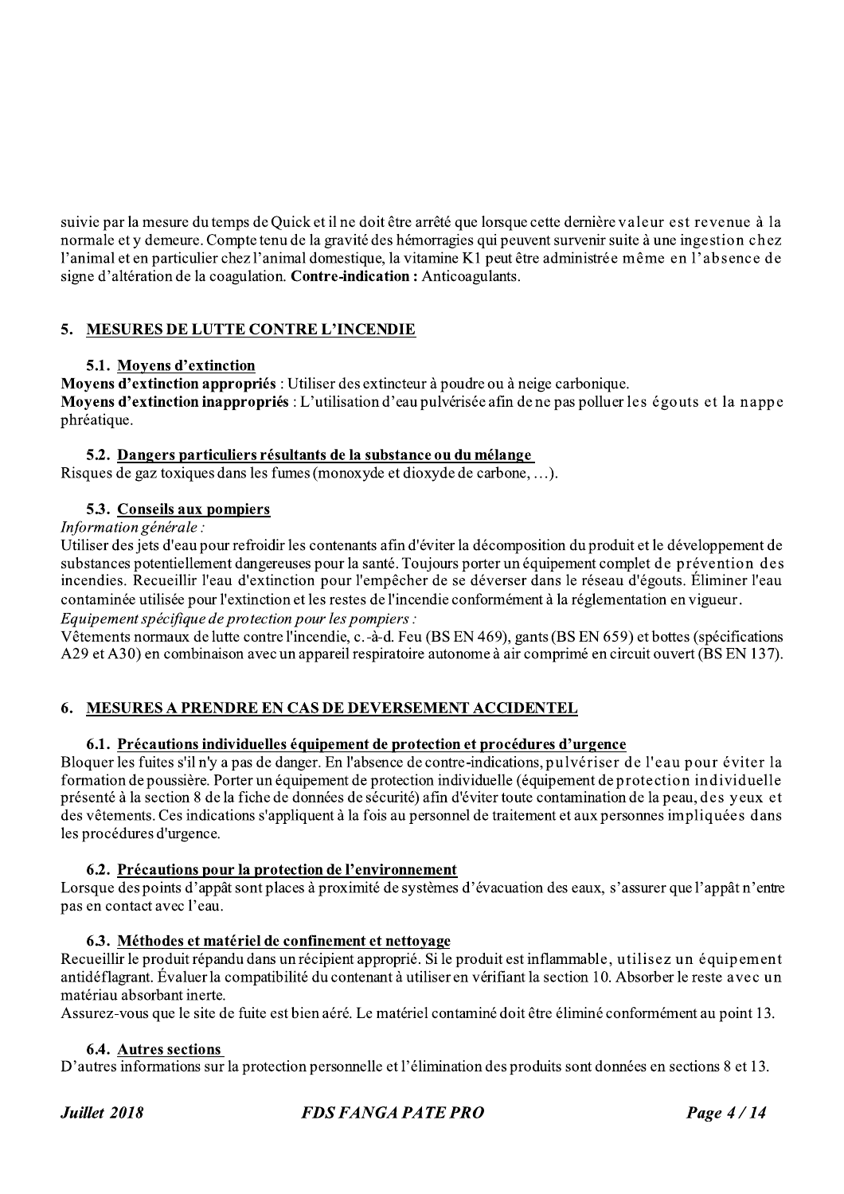suivie par la mesure du temps de Quick et il ne doit être arrêté que lorsque cette dernière valeur est revenue à la normale et y demeure. Compte tenu de la gravité des hémorragies qui peuvent survenir suite à une ingestion chez l'animal et en particulier chez l'animal domestique, la vitamine K1 peut être administrée même en l'absence de signe d'altération de la coagulation. **Contre-indication :** Anticoagulants.

## 5. MESURES DE LUTTE CONTRE L'INCENDIE

### 5.1. Moyens d'extinction

**Moyens d'extinction appropriés** : Utiliser des extincteur à poudre ou à neige carbonique.
**Moyens d'extinction inappropriés** : L'utilisation d'eau pulvérisée afin de ne pas polluer les égouts et la nappe phréatique.

### 5.2. Dangers particuliers résultants de la substance ou du mélange

Risques de gaz toxiques dans les fumes (monoxyde et dioxyde de carbone, …).

### 5.3. Conseils aux pompiers

*Information générale :*
Utiliser des jets d'eau pour refroidir les contenants afin d'éviter la décomposition du produit et le développement de substances potentiellement dangereuses pour la santé. Toujours porter un équipement complet de prévention des incendies. Recueillir l'eau d'extinction pour l'empêcher de se déverser dans le réseau d'égouts. Éliminer l'eau contaminée utilisée pour l'extinction et les restes de l'incendie conformément à la réglementation en vigueur.
*Equipement spécifique de protection pour les pompiers :*
Vêtements normaux de lutte contre l'incendie, c.-à-d. Feu (BS EN 469), gants (BS EN 659) et bottes (spécifications A29 et A30) en combinaison avec un appareil respiratoire autonome à air comprimé en circuit ouvert (BS EN 137).

## 6. MESURES A PRENDRE EN CAS DE DEVERSEMENT ACCIDENTEL

### 6.1. Précautions individuelles équipement de protection et procédures d'urgence

Bloquer les fuites s'il n'y a pas de danger. En l'absence de contre-indications, pulvériser de l'eau pour éviter la formation de poussière. Porter un équipement de protection individuelle (équipement de protection individuelle présenté à la section 8 de la fiche de données de sécurité) afin d'éviter toute contamination de la peau, des yeux et des vêtements. Ces indications s'appliquent à la fois au personnel de traitement et aux personnes impliquées dans les procédures d'urgence.

### 6.2. Précautions pour la protection de l'environnement

Lorsque des points d'appât sont places à proximité de systèmes d'évacuation des eaux, s'assurer que l'appât n'entre pas en contact avec l'eau.

### 6.3. Méthodes et matériel de confinement et nettoyage

Recueillir le produit répandu dans un récipient approprié. Si le produit est inflammable, utilisez un équipement antidéflagrant. Évaluer la compatibilité du contenant à utiliser en vérifiant la section 10. Absorber le reste avec un matériau absorbant inerte.
Assurez-vous que le site de fuite est bien aéré. Le matériel contaminé doit être éliminé conformément au point 13.

### 6.4. Autres sections

D'autres informations sur la protection personnelle et l'élimination des produits sont données en sections 8 et 13.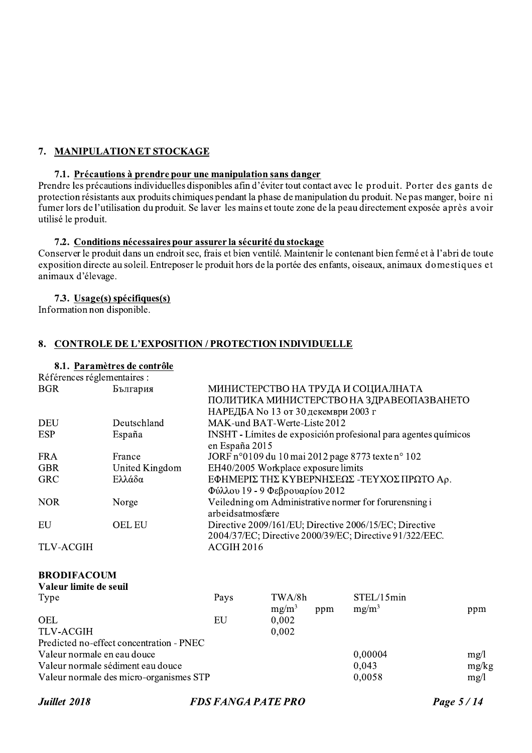## 7. MANIPULATION ET STOCKAGE

### 7.1. Précautions à prendre pour une manipulation sans danger

Prendre les précautions individuelles disponibles afin d'éviter tout contact avec le produit. Porter des gants de protection résistants aux produits chimiques pendant la phase de manipulation du produit. Ne pas manger, boire ni fumer lors de l'utilisation du produit. Se laver les mains et toute zone de la peau directement exposée après avoir utilisé le produit.

### 7.2. Conditions nécessaires pour assurer la sécurité du stockage

Conserver le produit dans un endroit sec, frais et bien ventilé. Maintenir le contenant bien fermé et à l'abri de toute exposition directe au soleil. Entreposer le produit hors de la portée des enfants, oiseaux, animaux domestiques et animaux d'élevage.

### 7.3. Usage(s) spécifiques(s)

Information non disponible.

## 8. CONTROLE DE L'EXPOSITION / PROTECTION INDIVIDUELLE

### 8.1. Paramètres de contrôle

Références réglementaires :

| | | |
|---|---|---|
| BGR | България | МИНИСТЕРСТВО НА ТРУДА И СОЦИАЛНАТА ПОЛИТИКА МИНИСТЕРСТВО НА ЗДРАВЕОПАЗВАНЕТО НАРЕДБА No 13 от 30 декември 2003 г |
| DEU | Deutschland | MAK-und BAT-Werte-Liste 2012 |
| ESP | España | INSHT - Límites de exposición profesional para agentes químicos en España 2015 |
| FRA | France | JORF n°0109 du 10 mai 2012 page 8773 texte n° 102 |
| GBR | United Kingdom | EH40/2005 Workplace exposure limits |
| GRC | Ελλάδα | ΕΦΗΜΕΡΙΣ ΤΗΣ ΚΥΒΕΡΝΗΣΕΩΣ -ΤΕΥΧΟΣ ΠΡΩΤΟ Αρ. Φύλλου 19 - 9 Φεβρουαρίου 2012 |
| NOR | Norge | Veiledning om Administrative normer for forurensning i arbeidsatmosfære |
| EU | OEL EU | Directive 2009/161/EU; Directive 2006/15/EC; Directive 2004/37/EC; Directive 2000/39/EC; Directive 91/322/EEC. |
| TLV-ACGIH | | ACGIH 2016 |

**BRODIFACOUM**

**Valeur limite de seuil**

| Type | Pays | TWA/8h | | STEL/15min | |
|---|---|---|---|---|---|
| | | $mg/m^3$ | ppm | $mg/m^3$ | ppm |
| OEL | EU | 0,002 | | | |
| TLV-ACGIH | | 0,002 | | | |
| Predicted no-effect concentration - PNEC | | | | | |
| Valeur normale en eau douce | | | | 0,00004 | mg/l |
| Valeur normale sédiment eau douce | | | | 0,043 | mg/kg |
| Valeur normale des micro-organismes STP | | | | 0,0058 | mg/l |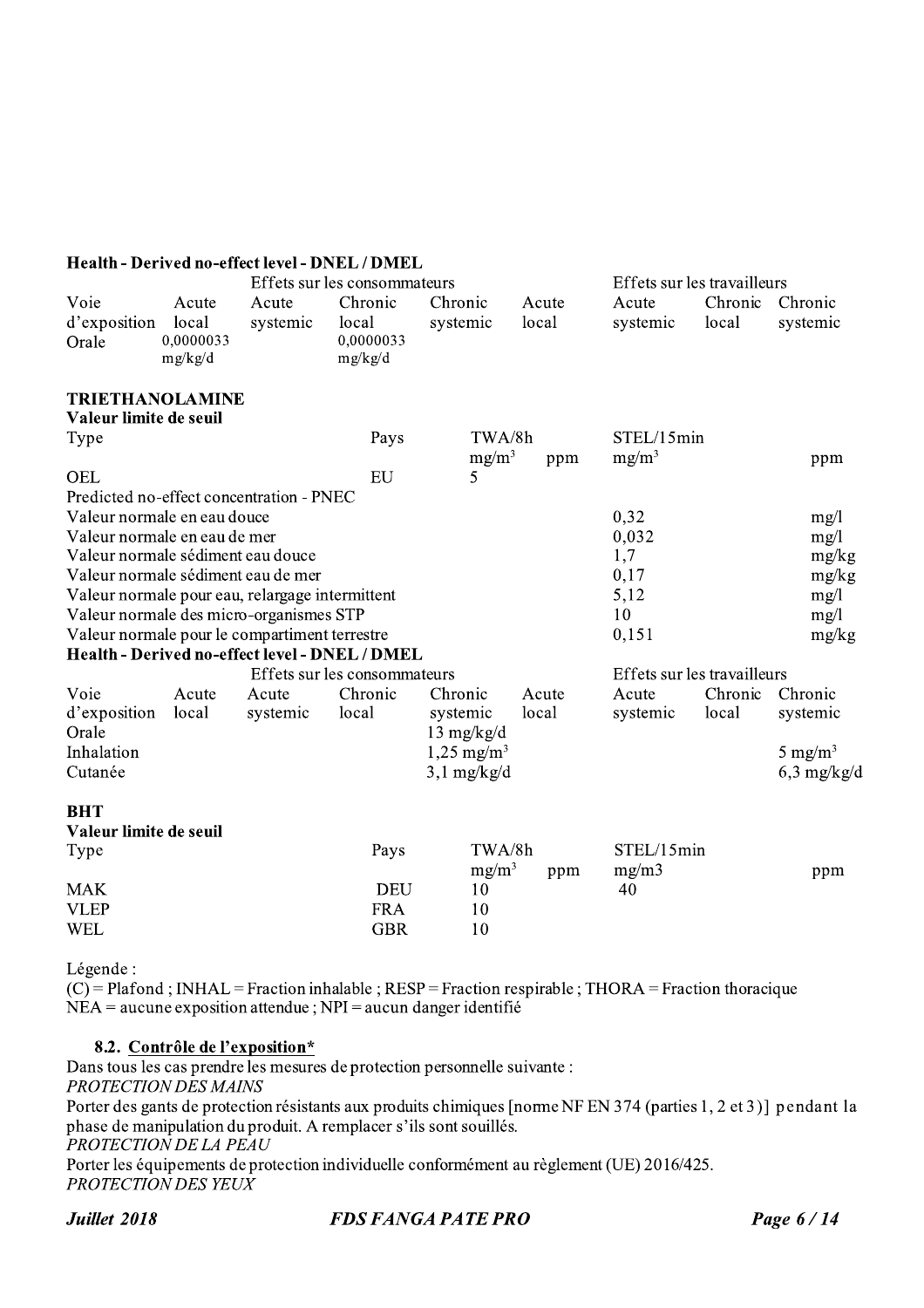**Health - Derived no-effect level - DNEL / DMEL**

| | Effets sur les consommateurs | | | | Effets sur les travailleurs | | | |
|---|---|---|---|---|---|---|---|---|
| Voie d'exposition | Acute local | Acute systemic | Chronic local | Chronic systemic | Acute local | Acute systemic | Chronic local | Chronic systemic |
| Orale | 0,0000033 mg/kg/d | | 0,0000033 mg/kg/d | | | | | |

**TRIETHANOLAMINE**

**Valeur limite de seuil**

| Type | Pays | TWA/8h mg/m$^3$ | ppm | STEL/15min mg/m$^3$ | ppm |
|---|---|---|---|---|---|
| OEL | EU | 5 | | | |

Predicted no-effect concentration - PNEC

| | | |
|---|---|---|
| Valeur normale en eau douce | 0,32 | mg/l |
| Valeur normale en eau de mer | 0,032 | mg/l |
| Valeur normale sédiment eau douce | 1,7 | mg/kg |
| Valeur normale sédiment eau de mer | 0,17 | mg/kg |
| Valeur normale pour eau, relargage intermittent | 5,12 | mg/l |
| Valeur normale des micro-organismes STP | 10 | mg/l |
| Valeur normale pour le compartiment terrestre | 0,151 | mg/kg |

**Health - Derived no-effect level - DNEL / DMEL**

| | Effets sur les consommateurs | | | | Effets sur les travailleurs | | | |
|---|---|---|---|---|---|---|---|---|
| Voie d'exposition | Acute local | Acute systemic | Chronic local | Chronic systemic | Acute local | Acute systemic | Chronic local | Chronic systemic |
| Orale | | | | 13 mg/kg/d | | | | |
| Inhalation | | | | 1,25 mg/m$^3$ | | | | 5 mg/m$^3$ |
| Cutanée | | | | 3,1 mg/kg/d | | | | 6,3 mg/kg/d |

**BHT**

**Valeur limite de seuil**

| Type | Pays | TWA/8h mg/m$^3$ | ppm | STEL/15min mg/m3 | ppm |
|---|---|---|---|---|---|
| MAK | DEU | 10 | | 40 | |
| VLEP | FRA | 10 | | | |
| WEL | GBR | 10 | | | |

Légende :
(C) = Plafond ; INHAL = Fraction inhalable ; RESP = Fraction respirable ; THORA = Fraction thoracique
NEA = aucune exposition attendue ; NPI = aucun danger identifié

### 8.2. Contrôle de l'exposition*

Dans tous les cas prendre les mesures de protection personnelle suivante :

*PROTECTION DES MAINS*

Porter des gants de protection résistants aux produits chimiques [norme NF EN 374 (parties 1, 2 et 3)] pendant la phase de manipulation du produit. A remplacer s'ils sont souillés.

*PROTECTION DE LA PEAU*

Porter les équipements de protection individuelle conformément au règlement (UE) 2016/425.

*PROTECTION DES YEUX*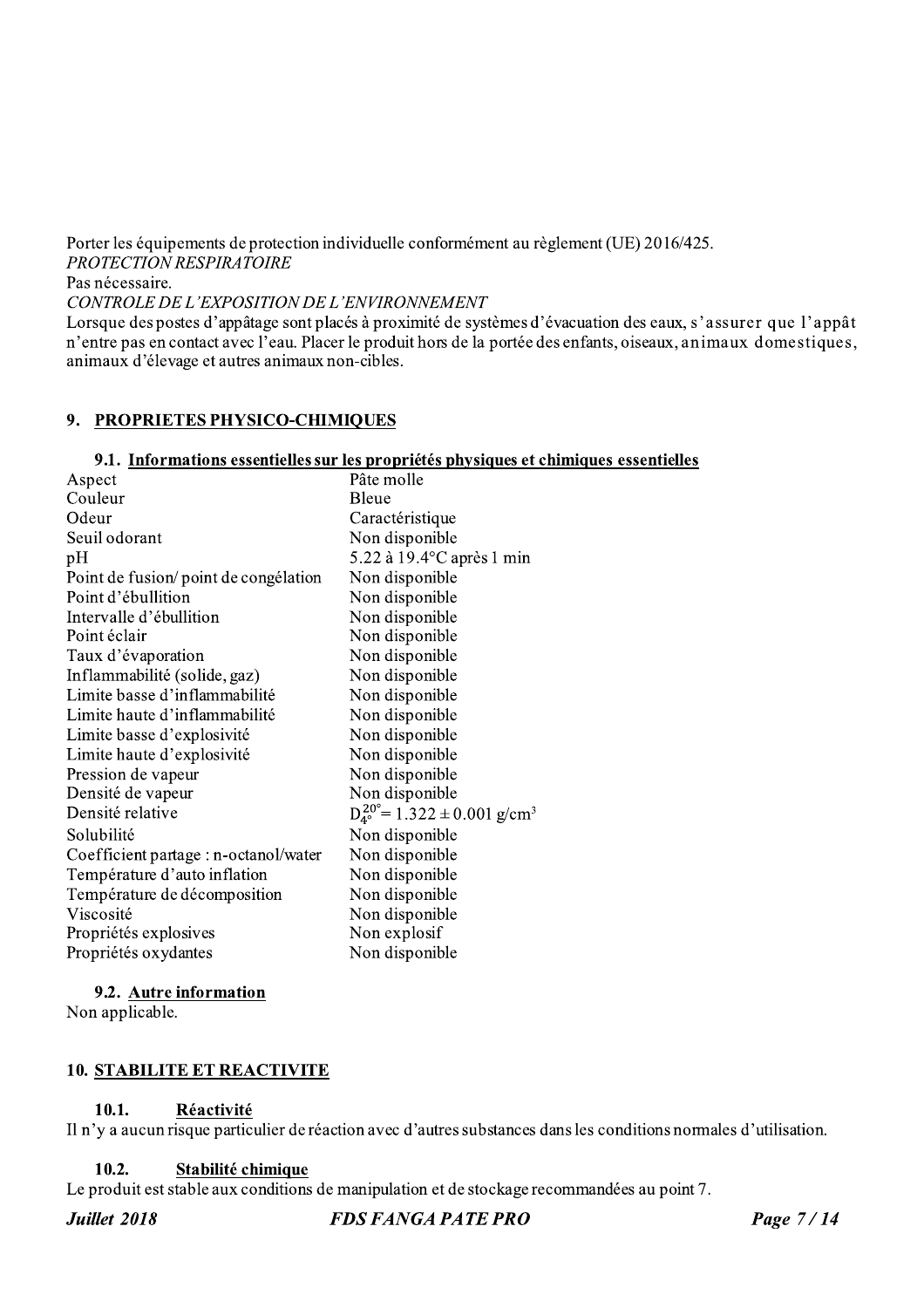Porter les équipements de protection individuelle conformément au règlement (UE) 2016/425.

*PROTECTION RESPIRATOIRE*

Pas nécessaire.

*CONTROLE DE L'EXPOSITION DE L'ENVIRONNEMENT*

Lorsque des postes d'appâtage sont placés à proximité de systèmes d'évacuation des eaux, s'assurer que l'appât n'entre pas en contact avec l'eau. Placer le produit hors de la portée des enfants, oiseaux, animaux domestiques, animaux d'élevage et autres animaux non-cibles.

## 9. PROPRIETES PHYSICO-CHIMIQUES

### 9.1. Informations essentielles sur les propriétés physiques et chimiques essentielles

| | |
|---|---|
| Aspect | Pâte molle |
| Couleur | Bleue |
| Odeur | Caractéristique |
| Seuil odorant | Non disponible |
| pH | 5.22 à 19.4°C après 1 min |
| Point de fusion/ point de congélation | Non disponible |
| Point d'ébullition | Non disponible |
| Intervalle d'ébullition | Non disponible |
| Point éclair | Non disponible |
| Taux d'évaporation | Non disponible |
| Inflammabilité (solide, gaz) | Non disponible |
| Limite basse d'inflammabilité | Non disponible |
| Limite haute d'inflammabilité | Non disponible |
| Limite basse d'explosivité | Non disponible |
| Limite haute d'explosivité | Non disponible |
| Pression de vapeur | Non disponible |
| Densité de vapeur | Non disponible |
| Densité relative | $D_{4°}^{20°} = 1.322 \pm 0.001$ g/cm$^3$ |
| Solubilité | Non disponible |
| Coefficient partage : n-octanol/water | Non disponible |
| Température d'auto inflation | Non disponible |
| Température de décomposition | Non disponible |
| Viscosité | Non disponible |
| Propriétés explosives | Non explosif |
| Propriétés oxydantes | Non disponible |

### 9.2. Autre information

Non applicable.

## 10. STABILITE ET REACTIVITE

### 10.1. Réactivité

Il n'y a aucun risque particulier de réaction avec d'autres substances dans les conditions normales d'utilisation.

### 10.2. Stabilité chimique

Le produit est stable aux conditions de manipulation et de stockage recommandées au point 7.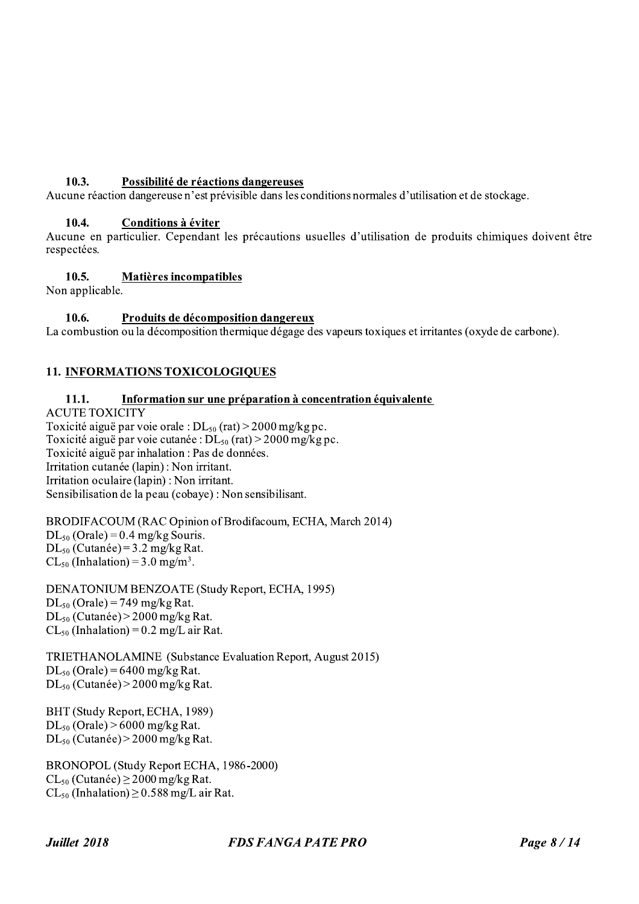### 10.3. Possibilité de réactions dangereuses

Aucune réaction dangereuse n'est prévisible dans les conditions normales d'utilisation et de stockage.

### 10.4. Conditions à éviter

Aucune en particulier. Cependant les précautions usuelles d'utilisation de produits chimiques doivent être respectées.

### 10.5. Matières incompatibles

Non applicable.

### 10.6. Produits de décomposition dangereux

La combustion ou la décomposition thermique dégage des vapeurs toxiques et irritantes (oxyde de carbone).

## 11. INFORMATIONS TOXICOLOGIQUES

### 11.1. Information sur une préparation à concentration équivalente

ACUTE TOXICITY
Toxicité aiguë par voie orale : $DL_{50}$ (rat) > 2000 mg/kg pc.
Toxicité aiguë par voie cutanée : $DL_{50}$ (rat) > 2000 mg/kg pc.
Toxicité aiguë par inhalation : Pas de données.
Irritation cutanée (lapin) : Non irritant.
Irritation oculaire (lapin) : Non irritant.
Sensibilisation de la peau (cobaye) : Non sensibilisant.

BRODIFACOUM (RAC Opinion of Brodifacoum, ECHA, March 2014)
$DL_{50}$ (Orale) = 0.4 mg/kg Souris.
$DL_{50}$ (Cutanée) = 3.2 mg/kg Rat.
$CL_{50}$ (Inhalation) = 3.0 mg/m$^3$.

DENATONIUM BENZOATE (Study Report, ECHA, 1995)
$DL_{50}$ (Orale) = 749 mg/kg Rat.
$DL_{50}$ (Cutanée) > 2000 mg/kg Rat.
$CL_{50}$ (Inhalation) = 0.2 mg/L air Rat.

TRIETHANOLAMINE (Substance Evaluation Report, August 2015)
$DL_{50}$ (Orale) = 6400 mg/kg Rat.
$DL_{50}$ (Cutanée) > 2000 mg/kg Rat.

BHT (Study Report, ECHA, 1989)
$DL_{50}$ (Orale) > 6000 mg/kg Rat.
$DL_{50}$ (Cutanée) > 2000 mg/kg Rat.

BRONOPOL (Study Report ECHA, 1986-2000)
$CL_{50}$ (Cutanée) ≥ 2000 mg/kg Rat.
$CL_{50}$ (Inhalation) ≥ 0.588 mg/L air Rat.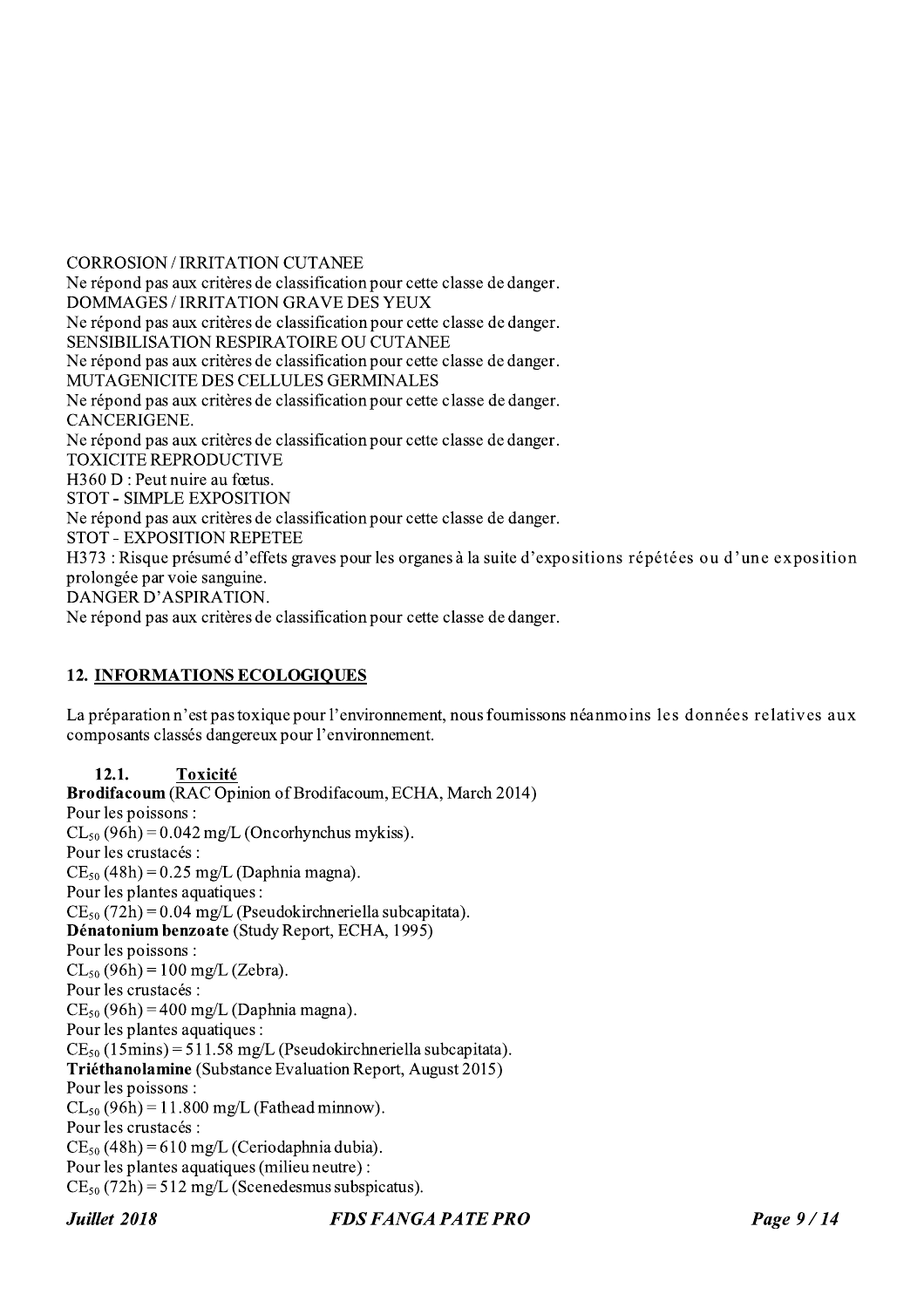CORROSION / IRRITATION CUTANEE
Ne répond pas aux critères de classification pour cette classe de danger.
DOMMAGES / IRRITATION GRAVE DES YEUX
Ne répond pas aux critères de classification pour cette classe de danger.
SENSIBILISATION RESPIRATOIRE OU CUTANEE
Ne répond pas aux critères de classification pour cette classe de danger.
MUTAGENICITE DES CELLULES GERMINALES
Ne répond pas aux critères de classification pour cette classe de danger.
CANCERIGENE.
Ne répond pas aux critères de classification pour cette classe de danger.
TOXICITE REPRODUCTIVE
H360 D : Peut nuire au fœtus.
STOT - SIMPLE EXPOSITION
Ne répond pas aux critères de classification pour cette classe de danger.
STOT - EXPOSITION REPETEE
H373 : Risque présumé d'effets graves pour les organes à la suite d'expositions répétées ou d'une exposition prolongée par voie sanguine.
DANGER D'ASPIRATION.
Ne répond pas aux critères de classification pour cette classe de danger.

## 12. INFORMATIONS ECOLOGIQUES

La préparation n'est pas toxique pour l'environnement, nous fournissons néanmoins les données relatives aux composants classés dangereux pour l'environnement.

### 12.1. Toxicité

**Brodifacoum** (RAC Opinion of Brodifacoum, ECHA, March 2014)
Pour les poissons :
$CL_{50}$ (96h) = 0.042 mg/L (Oncorhynchus mykiss).
Pour les crustacés :
$CE_{50}$ (48h) = 0.25 mg/L (Daphnia magna).
Pour les plantes aquatiques :
$CE_{50}$ (72h) = 0.04 mg/L (Pseudokirchneriella subcapitata).
**Dénatonium benzoate** (Study Report, ECHA, 1995)
Pour les poissons :
$CL_{50}$ (96h) = 100 mg/L (Zebra).
Pour les crustacés :
$CE_{50}$ (96h) = 400 mg/L (Daphnia magna).
Pour les plantes aquatiques :
$CE_{50}$ (15mins) = 511.58 mg/L (Pseudokirchneriella subcapitata).
**Triéthanolamine** (Substance Evaluation Report, August 2015)
Pour les poissons :
$CL_{50}$ (96h) = 11.800 mg/L (Fathead minnow).
Pour les crustacés :
$CE_{50}$ (48h) = 610 mg/L (Ceriodaphnia dubia).
Pour les plantes aquatiques (milieu neutre) :
$CE_{50}$ (72h) = 512 mg/L (Scenedesmus subspicatus).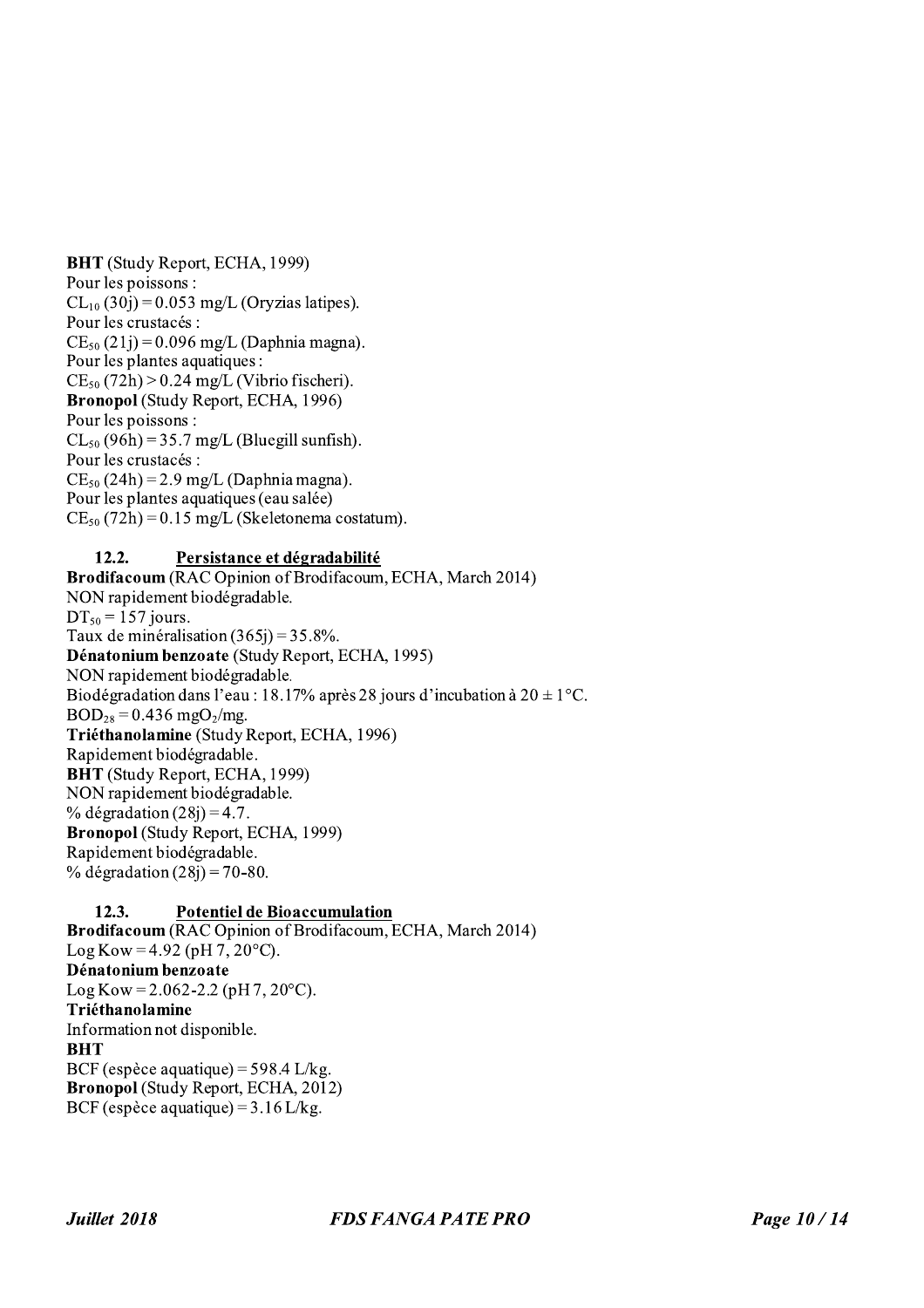**BHT** (Study Report, ECHA, 1999)
Pour les poissons :
$CL_{10}$ (30j) = 0.053 mg/L (Oryzias latipes).
Pour les crustacés :
$CE_{50}$ (21j) = 0.096 mg/L (Daphnia magna).
Pour les plantes aquatiques :
$CE_{50}$ (72h) > 0.24 mg/L (Vibrio fischeri).
**Bronopol** (Study Report, ECHA, 1996)
Pour les poissons :
$CL_{50}$ (96h) = 35.7 mg/L (Bluegill sunfish).
Pour les crustacés :
$CE_{50}$ (24h) = 2.9 mg/L (Daphnia magna).
Pour les plantes aquatiques (eau salée)
$CE_{50}$ (72h) = 0.15 mg/L (Skeletonema costatum).

### 12.2. Persistance et dégradabilité

**Brodifacoum** (RAC Opinion of Brodifacoum, ECHA, March 2014)
NON rapidement biodégradable.
$DT_{50}$ = 157 jours.
Taux de minéralisation (365j) = 35.8%.
**Dénatonium benzoate** (Study Report, ECHA, 1995)
NON rapidement biodégradable.
Biodégradation dans l'eau : 18.17% après 28 jours d'incubation à 20 ± 1°C.
$BOD_{28}$ = 0.436 $mgO_2$/mg.
**Triéthanolamine** (Study Report, ECHA, 1996)
Rapidement biodégradable.
**BHT** (Study Report, ECHA, 1999)
NON rapidement biodégradable.
% dégradation (28j) = 4.7.
**Bronopol** (Study Report, ECHA, 1999)
Rapidement biodégradable.
% dégradation (28j) = 70-80.

### 12.3. Potentiel de Bioaccumulation

**Brodifacoum** (RAC Opinion of Brodifacoum, ECHA, March 2014)
Log Kow = 4.92 (pH 7, 20°C).
**Dénatonium benzoate**
Log Kow = 2.062-2.2 (pH 7, 20°C).
**Triéthanolamine**
Information not disponible.
**BHT**
BCF (espèce aquatique) = 598.4 L/kg.
**Bronopol** (Study Report, ECHA, 2012)
BCF (espèce aquatique) = 3.16 L/kg.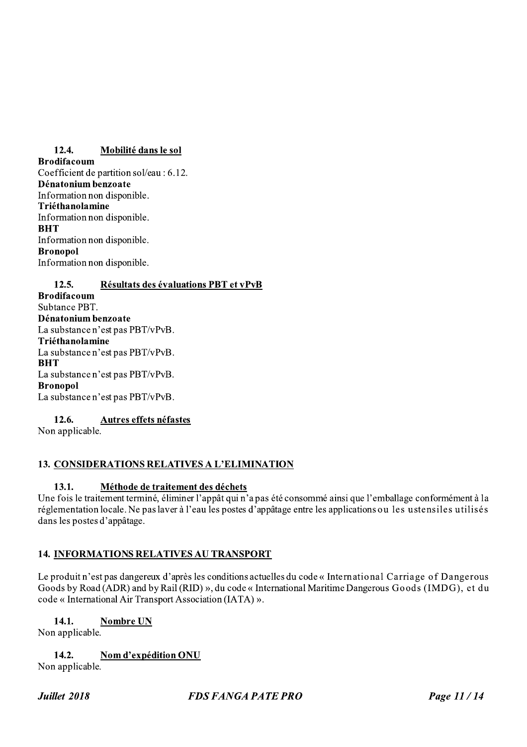### 12.4. Mobilité dans le sol

**Brodifacoum**
Coefficient de partition sol/eau : 6.12.
**Dénatonium benzoate**
Information non disponible.
**Triéthanolamine**
Information non disponible.
**BHT**
Information non disponible.
**Bronopol**
Information non disponible.

### 12.5. Résultats des évaluations PBT et vPvB

**Brodifacoum**
Subtance PBT.
**Dénatonium benzoate**
La substance n'est pas PBT/vPvB.
**Triéthanolamine**
La substance n'est pas PBT/vPvB.
**BHT**
La substance n'est pas PBT/vPvB.
**Bronopol**
La substance n'est pas PBT/vPvB.

### 12.6. Autres effets néfastes

Non applicable.

## 13. CONSIDERATIONS RELATIVES A L'ELIMINATION

### 13.1. Méthode de traitement des déchets

Une fois le traitement terminé, éliminer l'appât qui n'a pas été consommé ainsi que l'emballage conformément à la réglementation locale. Ne pas laver à l'eau les postes d'appâtage entre les applications ou les ustensiles utilisés dans les postes d'appâtage.

## 14. INFORMATIONS RELATIVES AU TRANSPORT

Le produit n'est pas dangereux d'après les conditions actuelles du code « International Carriage of Dangerous Goods by Road (ADR) and by Rail (RID) », du code « International Maritime Dangerous Goods (IMDG), et du code « International Air Transport Association (IATA) ».

### 14.1. Nombre UN

Non applicable.

### 14.2. Nom d'expédition ONU

Non applicable.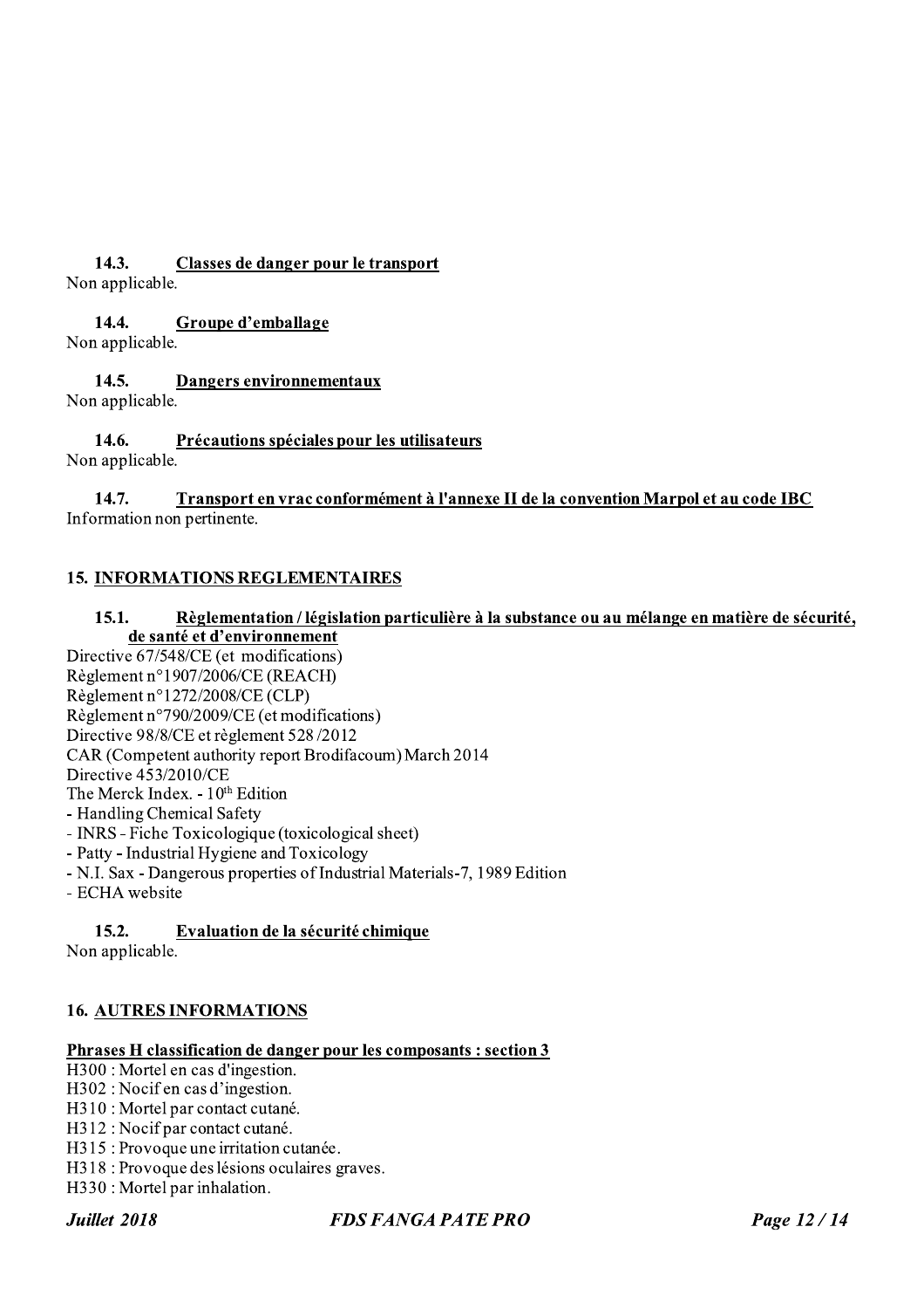### 14.3. Classes de danger pour le transport

Non applicable.

### 14.4. Groupe d'emballage

Non applicable.

### 14.5. Dangers environnementaux

Non applicable.

### 14.6. Précautions spéciales pour les utilisateurs

Non applicable.

### 14.7. Transport en vrac conformément à l'annexe II de la convention Marpol et au code IBC

Information non pertinente.

## 15. INFORMATIONS REGLEMENTAIRES

### 15.1. Règlementation / législation particulière à la substance ou au mélange en matière de sécurité, de santé et d'environnement

Directive 67/548/CE (et modifications)
Règlement n°1907/2006/CE (REACH)
Règlement n°1272/2008/CE (CLP)
Règlement n°790/2009/CE (et modifications)
Directive 98/8/CE et règlement 528 /2012
CAR (Competent authority report Brodifacoum) March 2014
Directive 453/2010/CE
The Merck Index. - 10th Edition
- Handling Chemical Safety
- INRS - Fiche Toxicologique (toxicological sheet)
- Patty - Industrial Hygiene and Toxicology
- N.I. Sax - Dangerous properties of Industrial Materials-7, 1989 Edition
- ECHA website

### 15.2. Evaluation de la sécurité chimique

Non applicable.

## 16. AUTRES INFORMATIONS

**Phrases H classification de danger pour les composants : section 3**

H300 : Mortel en cas d'ingestion.
H302 : Nocif en cas d'ingestion.
H310 : Mortel par contact cutané.
H312 : Nocif par contact cutané.
H315 : Provoque une irritation cutanée.
H318 : Provoque des lésions oculaires graves.
H330 : Mortel par inhalation.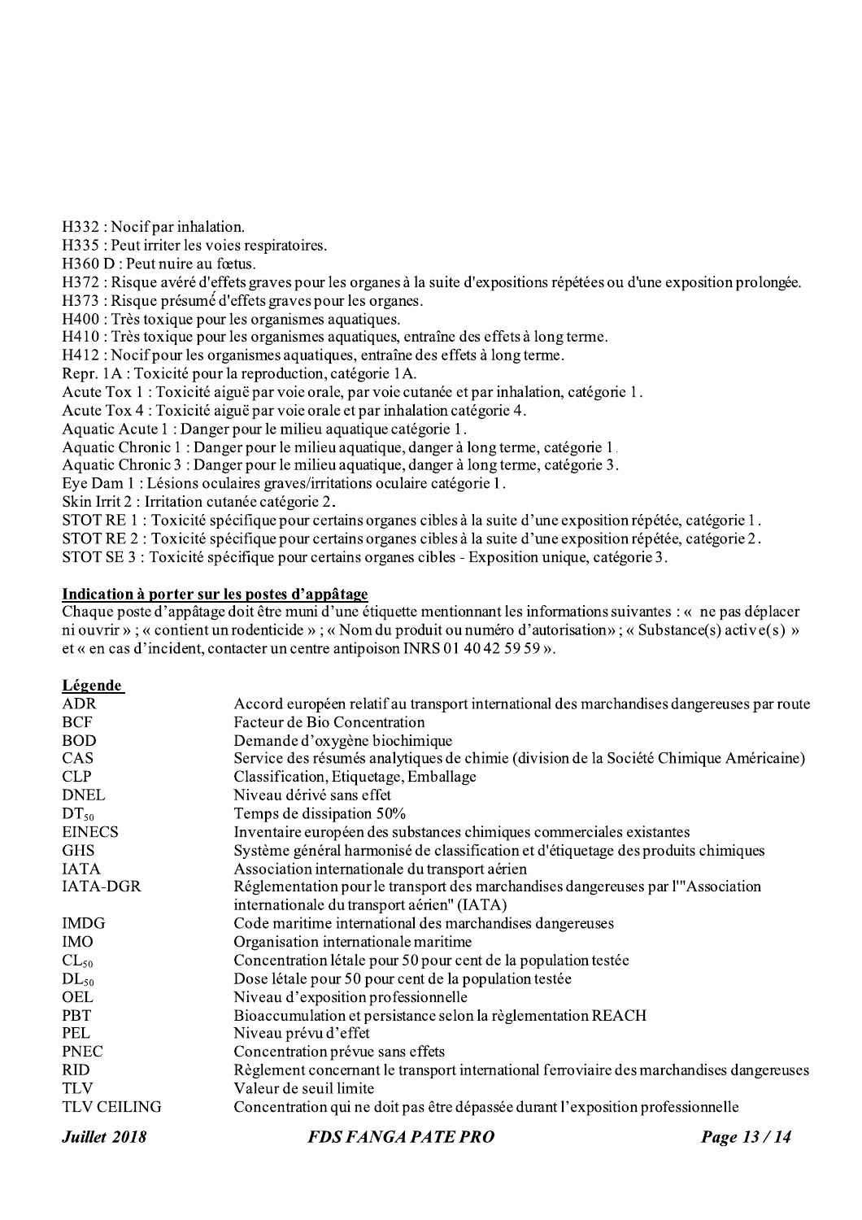H332 : Nocif par inhalation.
H335 : Peut irriter les voies respiratoires.
H360 D : Peut nuire au fœtus.
H372 : Risque avéré d'effets graves pour les organes à la suite d'expositions répétées ou d'une exposition prolongée.
H373 : Risque présumé d'effets graves pour les organes.
H400 : Très toxique pour les organismes aquatiques.
H410 : Très toxique pour les organismes aquatiques, entraîne des effets à long terme.
H412 : Nocif pour les organismes aquatiques, entraîne des effets à long terme.
Repr. 1A : Toxicité pour la reproduction, catégorie 1A.
Acute Tox 1 : Toxicité aiguë par voie orale, par voie cutanée et par inhalation, catégorie 1.
Acute Tox 4 : Toxicité aiguë par voie orale et par inhalation catégorie 4.
Aquatic Acute 1 : Danger pour le milieu aquatique catégorie 1.
Aquatic Chronic 1 : Danger pour le milieu aquatique, danger à long terme, catégorie 1.
Aquatic Chronic 3 : Danger pour le milieu aquatique, danger à long terme, catégorie 3.
Eye Dam 1 : Lésions oculaires graves/irritations oculaire catégorie 1.
Skin Irrit 2 : Irritation cutanée catégorie 2.
STOT RE 1 : Toxicité spécifique pour certains organes cibles à la suite d'une exposition répétée, catégorie 1.
STOT RE 2 : Toxicité spécifique pour certains organes cibles à la suite d'une exposition répétée, catégorie 2.
STOT SE 3 : Toxicité spécifique pour certains organes cibles - Exposition unique, catégorie 3.

**Indication à porter sur les postes d'appâtage**

Chaque poste d'appâtage doit être muni d'une étiquette mentionnant les informations suivantes : « ne pas déplacer ni ouvrir » ; « contient un rodenticide » ; « Nom du produit ou numéro d'autorisation» ; « Substance(s) active(s) » et « en cas d'incident, contacter un centre antipoison INRS 01 40 42 59 59 ».

**Légende**

| | |
|---|---|
| ADR | Accord européen relatif au transport international des marchandises dangereuses par route |
| BCF | Facteur de Bio Concentration |
| BOD | Demande d'oxygène biochimique |
| CAS | Service des résumés analytiques de chimie (division de la Société Chimique Américaine) |
| CLP | Classification, Etiquetage, Emballage |
| DNEL | Niveau dérivé sans effet |
| $DT_{50}$ | Temps de dissipation 50% |
| EINECS | Inventaire européen des substances chimiques commerciales existantes |
| GHS | Système général harmonisé de classification et d'étiquetage des produits chimiques |
| IATA | Association internationale du transport aérien |
| IATA-DGR | Réglementation pour le transport des marchandises dangereuses par l'"Association internationale du transport aérien" (IATA) |
| IMDG | Code maritime international des marchandises dangereuses |
| IMO | Organisation internationale maritime |
| $CL_{50}$ | Concentration létale pour 50 pour cent de la population testée |
| $DL_{50}$ | Dose létale pour 50 pour cent de la population testée |
| OEL | Niveau d'exposition professionnelle |
| PBT | Bioaccumulation et persistance selon la règlementation REACH |
| PEL | Niveau prévu d'effet |
| PNEC | Concentration prévue sans effets |
| RID | Règlement concernant le transport international ferroviaire des marchandises dangereuses |
| TLV | Valeur de seuil limite |
| TLV CEILING | Concentration qui ne doit pas être dépassée durant l'exposition professionnelle |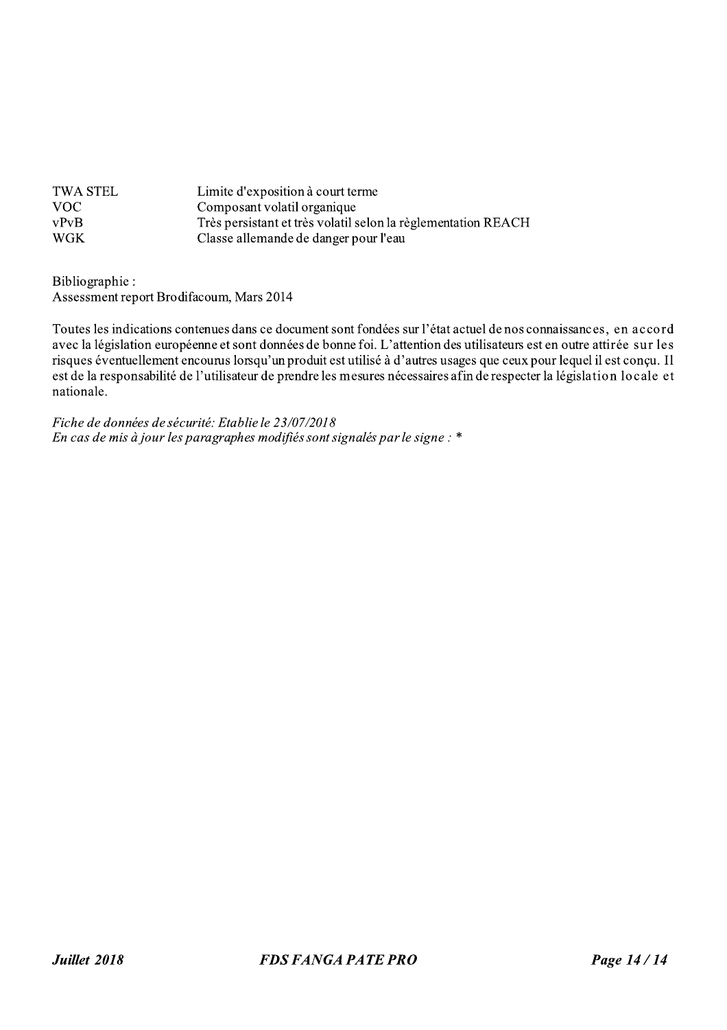| | |
|---|---|
| TWA STEL | Limite d'exposition à court terme |
| VOC | Composant volatil organique |
| vPvB | Très persistant et très volatil selon la règlementation REACH |
| WGK | Classe allemande de danger pour l'eau |

Bibliographie :
Assessment report Brodifacoum, Mars 2014

Toutes les indications contenues dans ce document sont fondées sur l'état actuel de nos connaissances, en accord avec la législation européenne et sont données de bonne foi. L'attention des utilisateurs est en outre attirée sur les risques éventuellement encourus lorsqu'un produit est utilisé à d'autres usages que ceux pour lequel il est conçu. Il est de la responsabilité de l'utilisateur de prendre les mesures nécessaires afin de respecter la législation locale et nationale.

*Fiche de données de sécurité: Etablie le 23/07/2018*
*En cas de mis à jour les paragraphes modifiés sont signalés par le signe : **